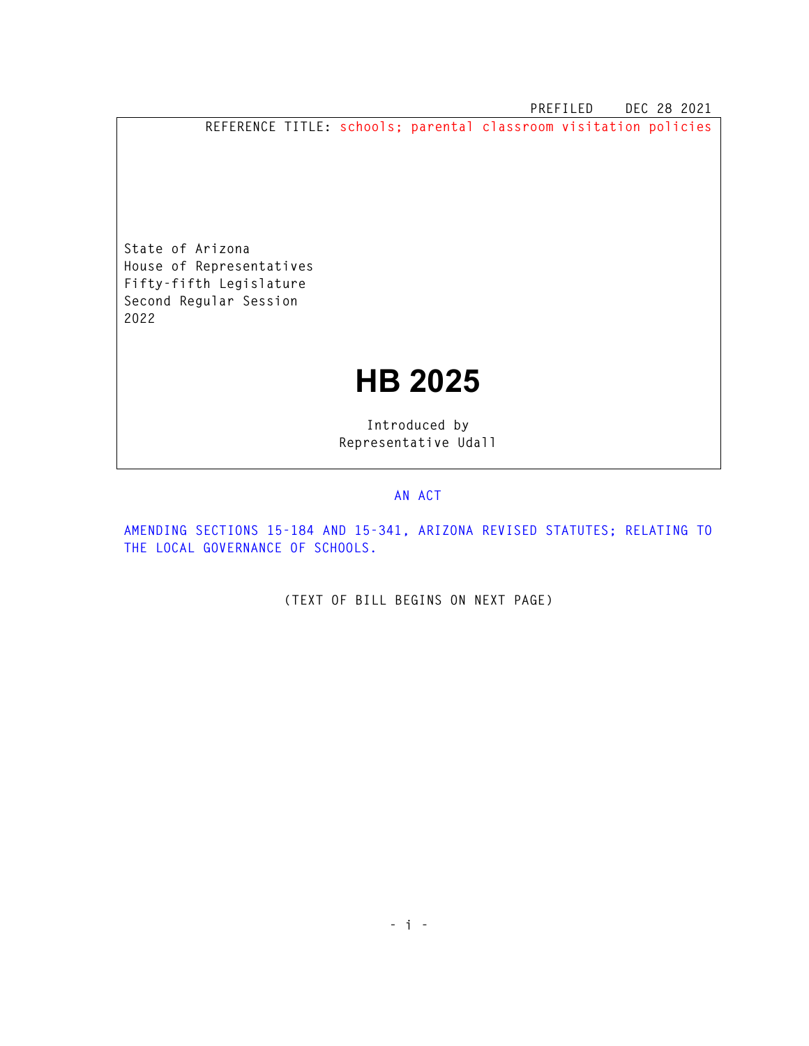PREFILED DEC 28 2021

REFERENCE TITLE: schools; parental classroom visitation policies

State of Arizona
House of Representatives
Fifty-fifth Legislature
Second Regular Session
2022

# HB 2025

Introduced by
Representative Udall

AN ACT

AMENDING SECTIONS 15-184 AND 15-341, ARIZONA REVISED STATUTES; RELATING TO THE LOCAL GOVERNANCE OF SCHOOLS.

(TEXT OF BILL BEGINS ON NEXT PAGE)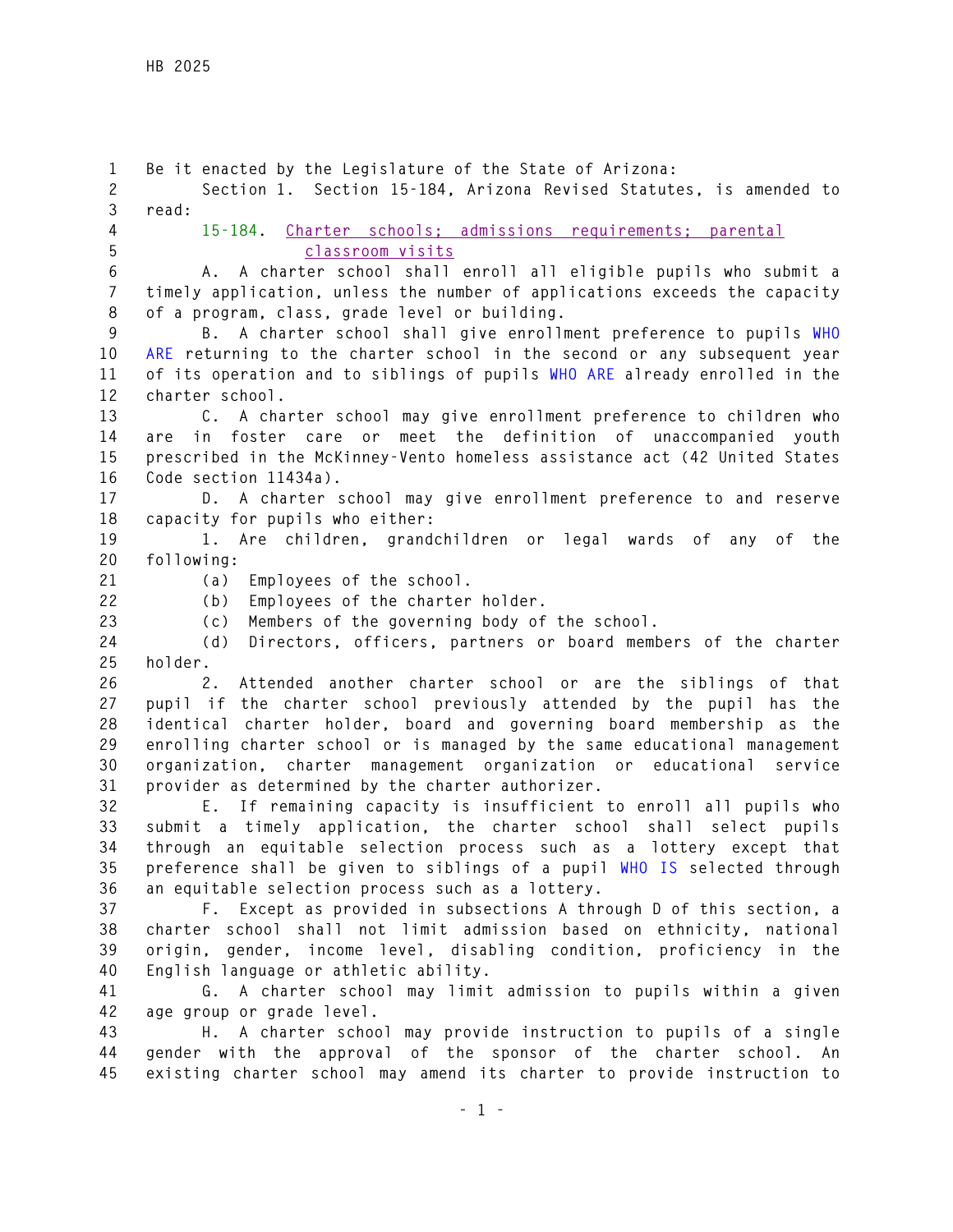Be it enacted by the Legislature of the State of Arizona:

Section 1. Section 15-184, Arizona Revised Statutes, is amended to read:

15-184. Charter schools; admissions requirements; parental classroom visits

A. A charter school shall enroll all eligible pupils who submit a timely application, unless the number of applications exceeds the capacity of a program, class, grade level or building.

B. A charter school shall give enrollment preference to pupils WHO ARE returning to the charter school in the second or any subsequent year of its operation and to siblings of pupils WHO ARE already enrolled in the charter school.

C. A charter school may give enrollment preference to children who are in foster care or meet the definition of unaccompanied youth prescribed in the McKinney-Vento homeless assistance act (42 United States Code section 11434a).

D. A charter school may give enrollment preference to and reserve capacity for pupils who either:

1. Are children, grandchildren or legal wards of any of the following:

(a) Employees of the school.

(b) Employees of the charter holder.

(c) Members of the governing body of the school.

(d) Directors, officers, partners or board members of the charter holder.

2. Attended another charter school or are the siblings of that pupil if the charter school previously attended by the pupil has the identical charter holder, board and governing board membership as the enrolling charter school or is managed by the same educational management organization, charter management organization or educational service provider as determined by the charter authorizer.

E. If remaining capacity is insufficient to enroll all pupils who submit a timely application, the charter school shall select pupils through an equitable selection process such as a lottery except that preference shall be given to siblings of a pupil WHO IS selected through an equitable selection process such as a lottery.

F. Except as provided in subsections A through D of this section, a charter school shall not limit admission based on ethnicity, national origin, gender, income level, disabling condition, proficiency in the English language or athletic ability.

G. A charter school may limit admission to pupils within a given age group or grade level.

H. A charter school may provide instruction to pupils of a single gender with the approval of the sponsor of the charter school. An existing charter school may amend its charter to provide instruction to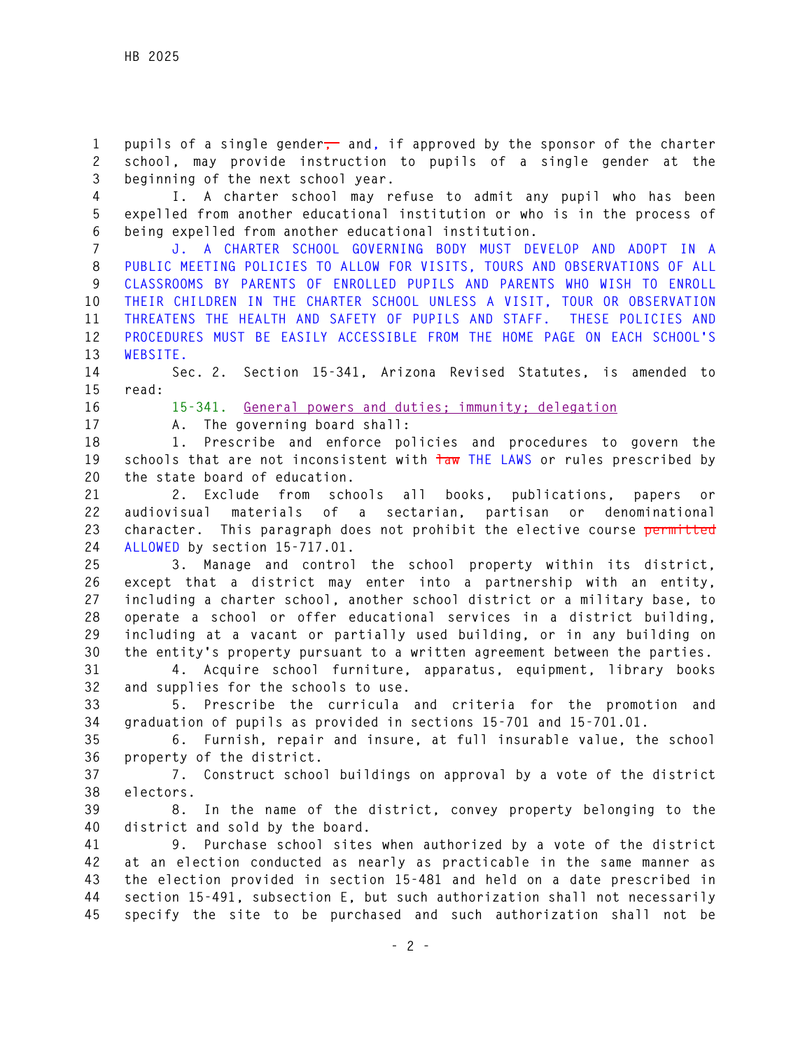pupils of a single gender, and, if approved by the sponsor of the charter school, may provide instruction to pupils of a single gender at the beginning of the next school year.

I. A charter school may refuse to admit any pupil who has been expelled from another educational institution or who is in the process of being expelled from another educational institution.

J. A CHARTER SCHOOL GOVERNING BODY MUST DEVELOP AND ADOPT IN A PUBLIC MEETING POLICIES TO ALLOW FOR VISITS, TOURS AND OBSERVATIONS OF ALL CLASSROOMS BY PARENTS OF ENROLLED PUPILS AND PARENTS WHO WISH TO ENROLL THEIR CHILDREN IN THE CHARTER SCHOOL UNLESS A VISIT, TOUR OR OBSERVATION THREATENS THE HEALTH AND SAFETY OF PUPILS AND STAFF. THESE POLICIES AND PROCEDURES MUST BE EASILY ACCESSIBLE FROM THE HOME PAGE ON EACH SCHOOL'S WEBSITE.

Sec. 2. Section 15-341, Arizona Revised Statutes, is amended to read:

15-341. General powers and duties; immunity; delegation

A. The governing board shall:

1. Prescribe and enforce policies and procedures to govern the schools that are not inconsistent with ~~law~~ THE LAWS or rules prescribed by the state board of education.

2. Exclude from schools all books, publications, papers or audiovisual materials of a sectarian, partisan or denominational character. This paragraph does not prohibit the elective course ~~permitted~~ ALLOWED by section 15-717.01.

3. Manage and control the school property within its district, except that a district may enter into a partnership with an entity, including a charter school, another school district or a military base, to operate a school or offer educational services in a district building, including at a vacant or partially used building, or in any building on the entity's property pursuant to a written agreement between the parties.

4. Acquire school furniture, apparatus, equipment, library books and supplies for the schools to use.

5. Prescribe the curricula and criteria for the promotion and graduation of pupils as provided in sections 15-701 and 15-701.01.

6. Furnish, repair and insure, at full insurable value, the school property of the district.

7. Construct school buildings on approval by a vote of the district electors.

8. In the name of the district, convey property belonging to the district and sold by the board.

9. Purchase school sites when authorized by a vote of the district at an election conducted as nearly as practicable in the same manner as the election provided in section 15-481 and held on a date prescribed in section 15-491, subsection E, but such authorization shall not necessarily specify the site to be purchased and such authorization shall not be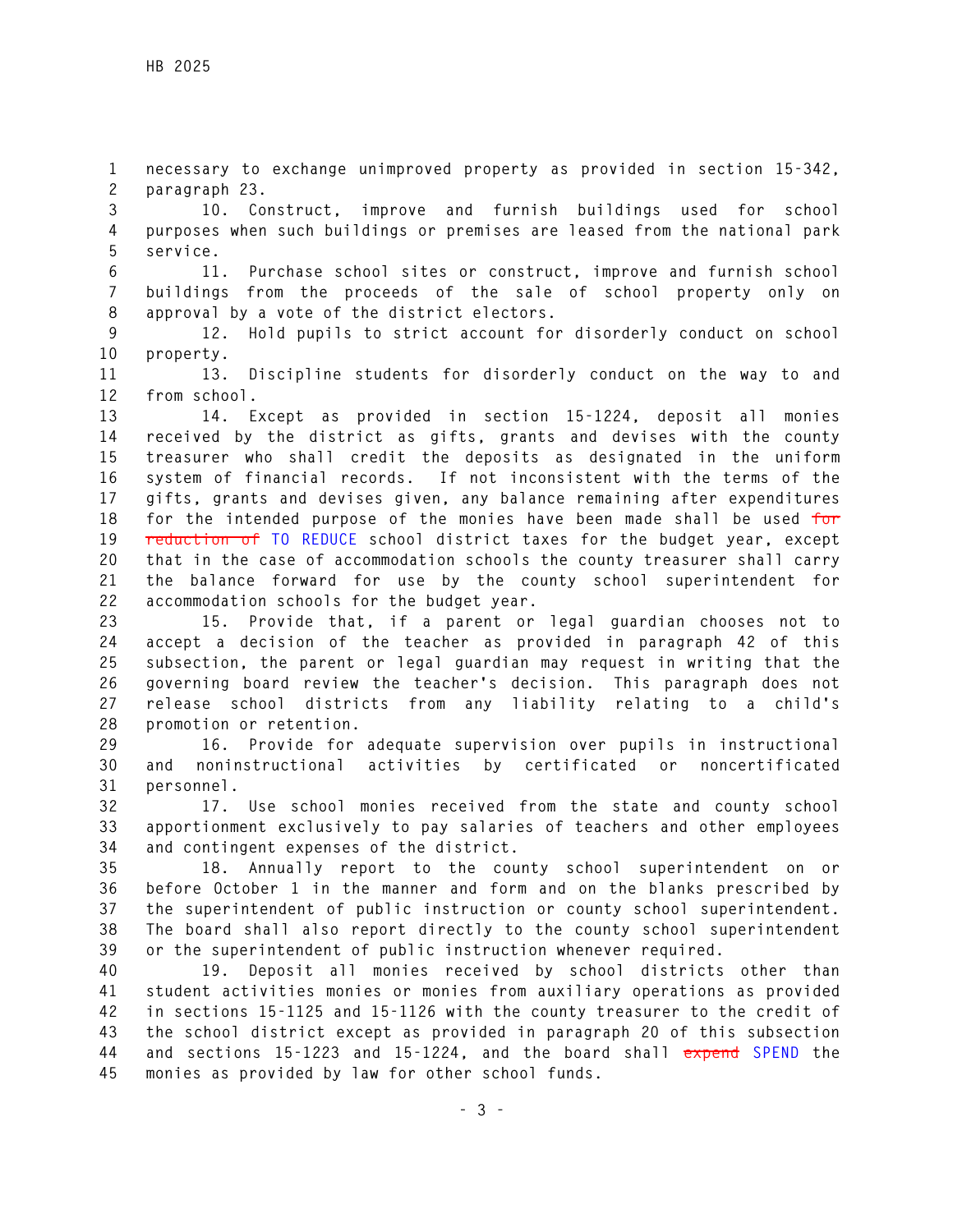necessary to exchange unimproved property as provided in section 15-342, paragraph 23.

10. Construct, improve and furnish buildings used for school purposes when such buildings or premises are leased from the national park service.

11. Purchase school sites or construct, improve and furnish school buildings from the proceeds of the sale of school property only on approval by a vote of the district electors.

12. Hold pupils to strict account for disorderly conduct on school property.

13. Discipline students for disorderly conduct on the way to and from school.

14. Except as provided in section 15-1224, deposit all monies received by the district as gifts, grants and devises with the county treasurer who shall credit the deposits as designated in the uniform system of financial records. If not inconsistent with the terms of the gifts, grants and devises given, any balance remaining after expenditures for the intended purpose of the monies have been made shall be used ~~for reduction of~~ TO REDUCE school district taxes for the budget year, except that in the case of accommodation schools the county treasurer shall carry the balance forward for use by the county school superintendent for accommodation schools for the budget year.

15. Provide that, if a parent or legal guardian chooses not to accept a decision of the teacher as provided in paragraph 42 of this subsection, the parent or legal guardian may request in writing that the governing board review the teacher's decision. This paragraph does not release school districts from any liability relating to a child's promotion or retention.

16. Provide for adequate supervision over pupils in instructional and noninstructional activities by certificated or noncertificated personnel.

17. Use school monies received from the state and county school apportionment exclusively to pay salaries of teachers and other employees and contingent expenses of the district.

18. Annually report to the county school superintendent on or before October 1 in the manner and form and on the blanks prescribed by the superintendent of public instruction or county school superintendent. The board shall also report directly to the county school superintendent or the superintendent of public instruction whenever required.

19. Deposit all monies received by school districts other than student activities monies or monies from auxiliary operations as provided in sections 15-1125 and 15-1126 with the county treasurer to the credit of the school district except as provided in paragraph 20 of this subsection and sections 15-1223 and 15-1224, and the board shall ~~expend~~ SPEND the monies as provided by law for other school funds.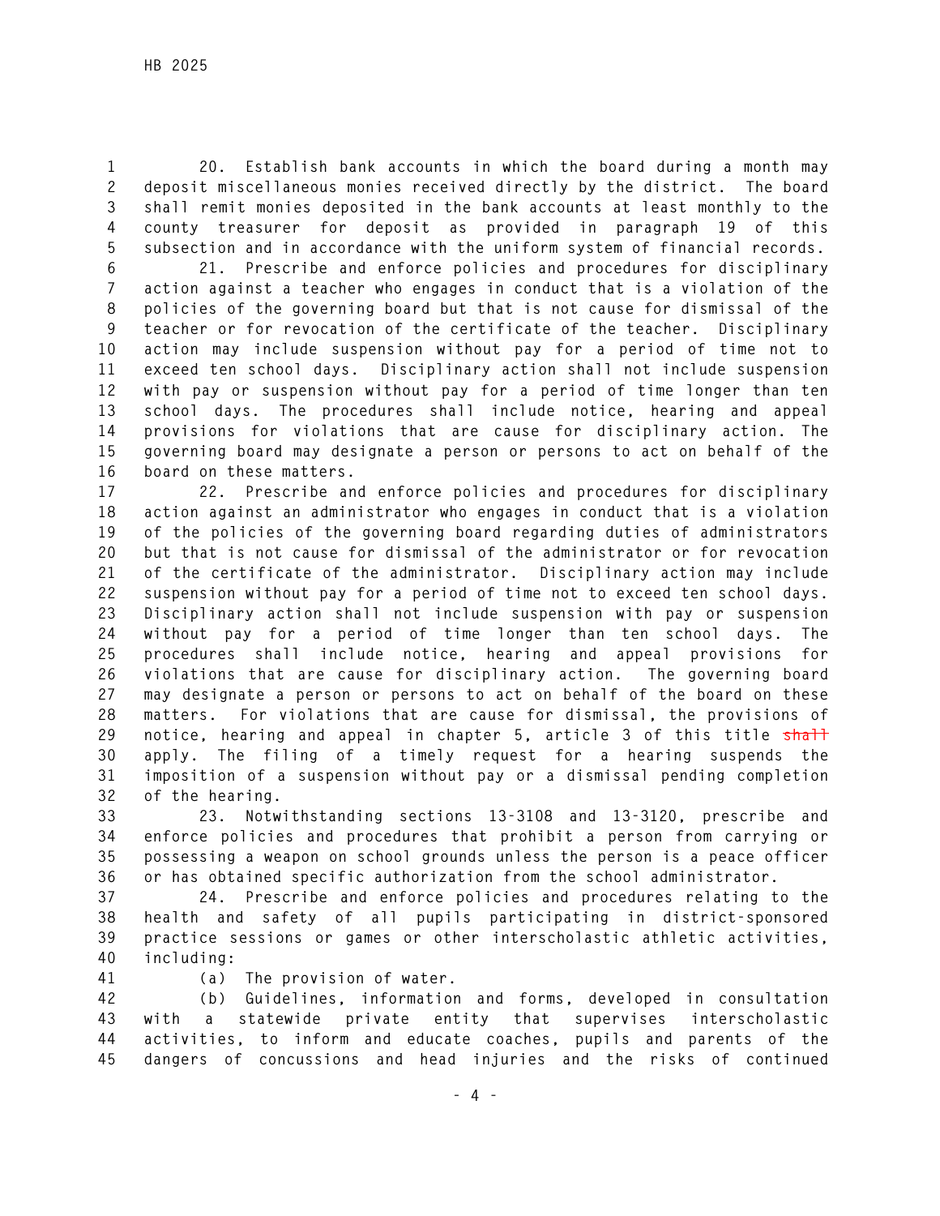20. Establish bank accounts in which the board during a month may deposit miscellaneous monies received directly by the district. The board shall remit monies deposited in the bank accounts at least monthly to the county treasurer for deposit as provided in paragraph 19 of this subsection and in accordance with the uniform system of financial records.

21. Prescribe and enforce policies and procedures for disciplinary action against a teacher who engages in conduct that is a violation of the policies of the governing board but that is not cause for dismissal of the teacher or for revocation of the certificate of the teacher. Disciplinary action may include suspension without pay for a period of time not to exceed ten school days. Disciplinary action shall not include suspension with pay or suspension without pay for a period of time longer than ten school days. The procedures shall include notice, hearing and appeal provisions for violations that are cause for disciplinary action. The governing board may designate a person or persons to act on behalf of the board on these matters.

22. Prescribe and enforce policies and procedures for disciplinary action against an administrator who engages in conduct that is a violation of the policies of the governing board regarding duties of administrators but that is not cause for dismissal of the administrator or for revocation of the certificate of the administrator. Disciplinary action may include suspension without pay for a period of time not to exceed ten school days. Disciplinary action shall not include suspension with pay or suspension without pay for a period of time longer than ten school days. The procedures shall include notice, hearing and appeal provisions for violations that are cause for disciplinary action. The governing board may designate a person or persons to act on behalf of the board on these matters. For violations that are cause for dismissal, the provisions of notice, hearing and appeal in chapter 5, article 3 of this title ~~shall~~ apply. The filing of a timely request for a hearing suspends the imposition of a suspension without pay or a dismissal pending completion of the hearing.

23. Notwithstanding sections 13-3108 and 13-3120, prescribe and enforce policies and procedures that prohibit a person from carrying or possessing a weapon on school grounds unless the person is a peace officer or has obtained specific authorization from the school administrator.

24. Prescribe and enforce policies and procedures relating to the health and safety of all pupils participating in district-sponsored practice sessions or games or other interscholastic athletic activities, including:

(a) The provision of water.

(b) Guidelines, information and forms, developed in consultation with a statewide private entity that supervises interscholastic activities, to inform and educate coaches, pupils and parents of the dangers of concussions and head injuries and the risks of continued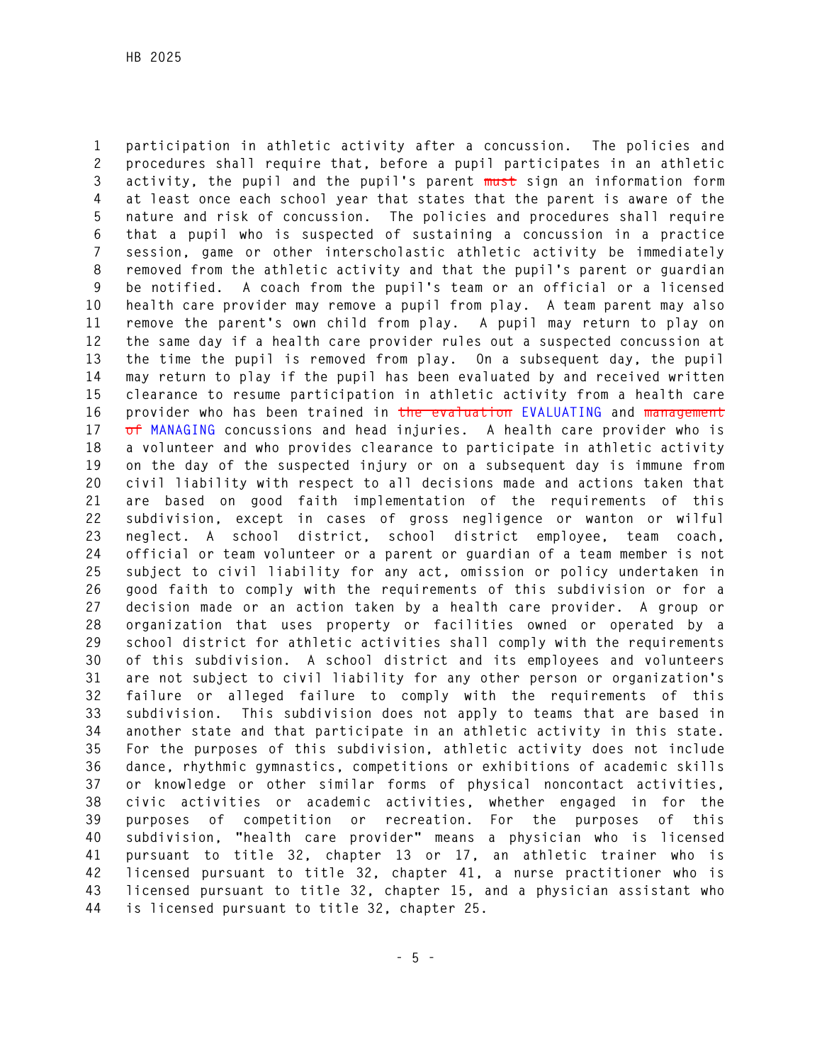participation in athletic activity after a concussion. The policies and procedures shall require that, before a pupil participates in an athletic activity, the pupil and the pupil's parent ~~must~~ sign an information form at least once each school year that states that the parent is aware of the nature and risk of concussion. The policies and procedures shall require that a pupil who is suspected of sustaining a concussion in a practice session, game or other interscholastic athletic activity be immediately removed from the athletic activity and that the pupil's parent or guardian be notified. A coach from the pupil's team or an official or a licensed health care provider may remove a pupil from play. A team parent may also remove the parent's own child from play. A pupil may return to play on the same day if a health care provider rules out a suspected concussion at the time the pupil is removed from play. On a subsequent day, the pupil may return to play if the pupil has been evaluated by and received written clearance to resume participation in athletic activity from a health care provider who has been trained in ~~the evaluation~~ EVALUATING and ~~management of~~ MANAGING concussions and head injuries. A health care provider who is a volunteer and who provides clearance to participate in athletic activity on the day of the suspected injury or on a subsequent day is immune from civil liability with respect to all decisions made and actions taken that are based on good faith implementation of the requirements of this subdivision, except in cases of gross negligence or wanton or wilful neglect. A school district, school district employee, team coach, official or team volunteer or a parent or guardian of a team member is not subject to civil liability for any act, omission or policy undertaken in good faith to comply with the requirements of this subdivision or for a decision made or an action taken by a health care provider. A group or organization that uses property or facilities owned or operated by a school district for athletic activities shall comply with the requirements of this subdivision. A school district and its employees and volunteers are not subject to civil liability for any other person or organization's failure or alleged failure to comply with the requirements of this subdivision. This subdivision does not apply to teams that are based in another state and that participate in an athletic activity in this state. For the purposes of this subdivision, athletic activity does not include dance, rhythmic gymnastics, competitions or exhibitions of academic skills or knowledge or other similar forms of physical noncontact activities, civic activities or academic activities, whether engaged in for the purposes of competition or recreation. For the purposes of this subdivision, "health care provider" means a physician who is licensed pursuant to title 32, chapter 13 or 17, an athletic trainer who is licensed pursuant to title 32, chapter 41, a nurse practitioner who is licensed pursuant to title 32, chapter 15, and a physician assistant who is licensed pursuant to title 32, chapter 25.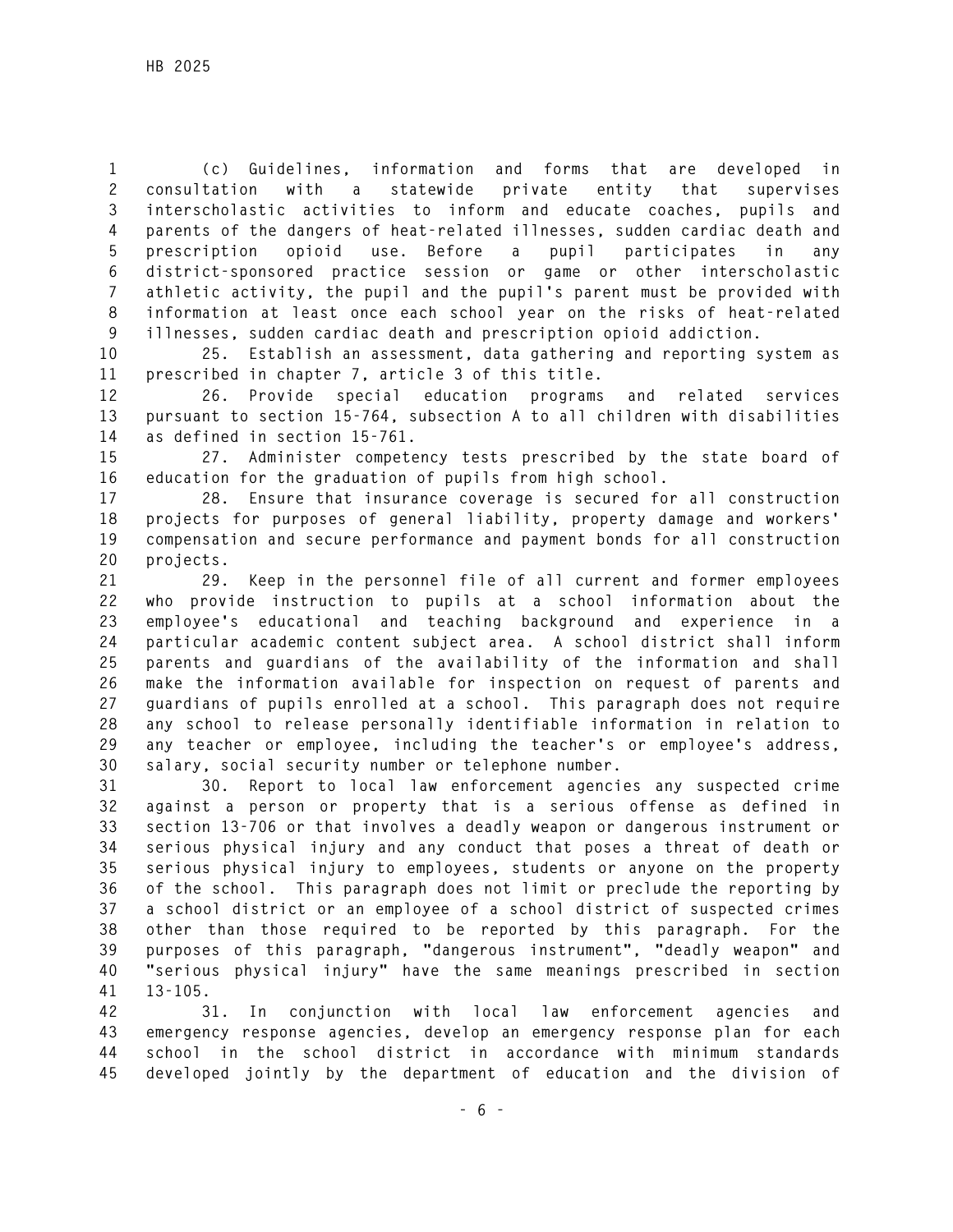(c) Guidelines, information and forms that are developed in consultation with a statewide private entity that supervises interscholastic activities to inform and educate coaches, pupils and parents of the dangers of heat-related illnesses, sudden cardiac death and prescription opioid use. Before a pupil participates in any district-sponsored practice session or game or other interscholastic athletic activity, the pupil and the pupil's parent must be provided with information at least once each school year on the risks of heat-related illnesses, sudden cardiac death and prescription opioid addiction.

25. Establish an assessment, data gathering and reporting system as prescribed in chapter 7, article 3 of this title.

26. Provide special education programs and related services pursuant to section 15-764, subsection A to all children with disabilities as defined in section 15-761.

27. Administer competency tests prescribed by the state board of education for the graduation of pupils from high school.

28. Ensure that insurance coverage is secured for all construction projects for purposes of general liability, property damage and workers' compensation and secure performance and payment bonds for all construction projects.

29. Keep in the personnel file of all current and former employees who provide instruction to pupils at a school information about the employee's educational and teaching background and experience in a particular academic content subject area. A school district shall inform parents and guardians of the availability of the information and shall make the information available for inspection on request of parents and guardians of pupils enrolled at a school. This paragraph does not require any school to release personally identifiable information in relation to any teacher or employee, including the teacher's or employee's address, salary, social security number or telephone number.

30. Report to local law enforcement agencies any suspected crime against a person or property that is a serious offense as defined in section 13-706 or that involves a deadly weapon or dangerous instrument or serious physical injury and any conduct that poses a threat of death or serious physical injury to employees, students or anyone on the property of the school. This paragraph does not limit or preclude the reporting by a school district or an employee of a school district of suspected crimes other than those required to be reported by this paragraph. For the purposes of this paragraph, "dangerous instrument", "deadly weapon" and "serious physical injury" have the same meanings prescribed in section 13-105.

31. In conjunction with local law enforcement agencies and emergency response agencies, develop an emergency response plan for each school in the school district in accordance with minimum standards developed jointly by the department of education and the division of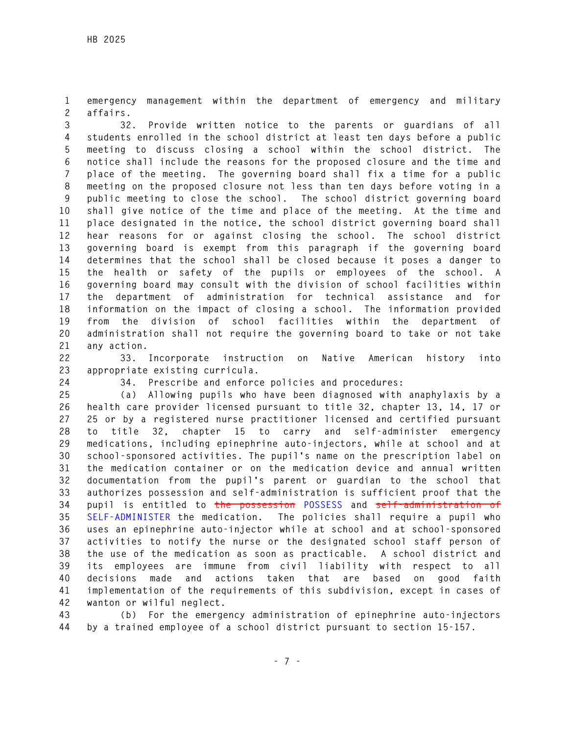emergency management within the department of emergency and military affairs.

32. Provide written notice to the parents or guardians of all students enrolled in the school district at least ten days before a public meeting to discuss closing a school within the school district. The notice shall include the reasons for the proposed closure and the time and place of the meeting. The governing board shall fix a time for a public meeting on the proposed closure not less than ten days before voting in a public meeting to close the school. The school district governing board shall give notice of the time and place of the meeting. At the time and place designated in the notice, the school district governing board shall hear reasons for or against closing the school. The school district governing board is exempt from this paragraph if the governing board determines that the school shall be closed because it poses a danger to the health or safety of the pupils or employees of the school. A governing board may consult with the division of school facilities within the department of administration for technical assistance and for information on the impact of closing a school. The information provided from the division of school facilities within the department of administration shall not require the governing board to take or not take any action.

33. Incorporate instruction on Native American history into appropriate existing curricula.

34. Prescribe and enforce policies and procedures:

(a) Allowing pupils who have been diagnosed with anaphylaxis by a health care provider licensed pursuant to title 32, chapter 13, 14, 17 or 25 or by a registered nurse practitioner licensed and certified pursuant to title 32, chapter 15 to carry and self-administer emergency medications, including epinephrine auto-injectors, while at school and at school-sponsored activities. The pupil's name on the prescription label on the medication container or on the medication device and annual written documentation from the pupil's parent or guardian to the school that authorizes possession and self-administration is sufficient proof that the pupil is entitled to ~~the possession~~ POSSESS and ~~self-administration of~~ SELF-ADMINISTER the medication. The policies shall require a pupil who uses an epinephrine auto-injector while at school and at school-sponsored activities to notify the nurse or the designated school staff person of the use of the medication as soon as practicable. A school district and its employees are immune from civil liability with respect to all decisions made and actions taken that are based on good faith implementation of the requirements of this subdivision, except in cases of wanton or wilful neglect.

(b) For the emergency administration of epinephrine auto-injectors by a trained employee of a school district pursuant to section 15-157.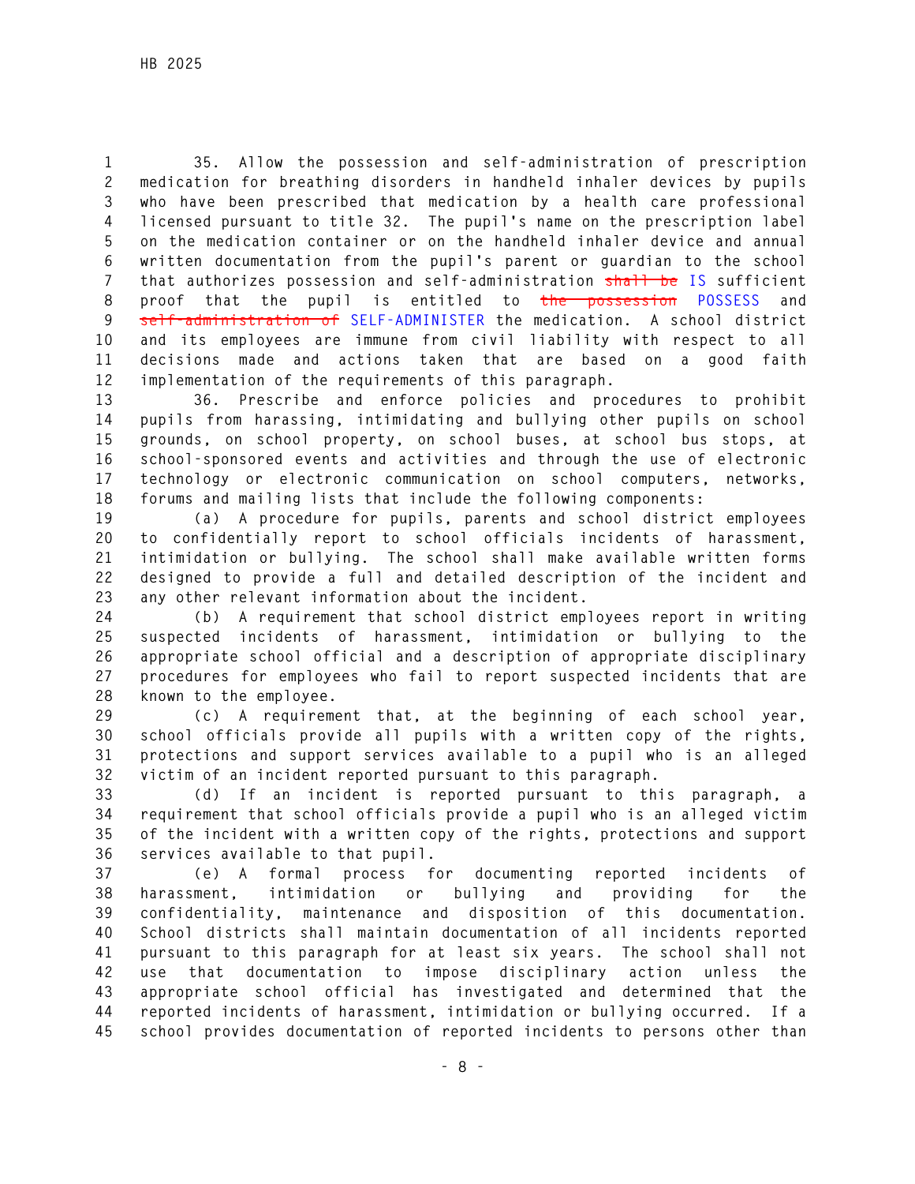35. Allow the possession and self-administration of prescription medication for breathing disorders in handheld inhaler devices by pupils who have been prescribed that medication by a health care professional licensed pursuant to title 32. The pupil's name on the prescription label on the medication container or on the handheld inhaler device and annual written documentation from the pupil's parent or guardian to the school that authorizes possession and self-administration ~~shall be~~ IS sufficient proof that the pupil is entitled to ~~the possession~~ POSSESS and ~~self-administration of~~ SELF-ADMINISTER the medication. A school district and its employees are immune from civil liability with respect to all decisions made and actions taken that are based on a good faith implementation of the requirements of this paragraph.

36. Prescribe and enforce policies and procedures to prohibit pupils from harassing, intimidating and bullying other pupils on school grounds, on school property, on school buses, at school bus stops, at school-sponsored events and activities and through the use of electronic technology or electronic communication on school computers, networks, forums and mailing lists that include the following components:

(a) A procedure for pupils, parents and school district employees to confidentially report to school officials incidents of harassment, intimidation or bullying. The school shall make available written forms designed to provide a full and detailed description of the incident and any other relevant information about the incident.

(b) A requirement that school district employees report in writing suspected incidents of harassment, intimidation or bullying to the appropriate school official and a description of appropriate disciplinary procedures for employees who fail to report suspected incidents that are known to the employee.

(c) A requirement that, at the beginning of each school year, school officials provide all pupils with a written copy of the rights, protections and support services available to a pupil who is an alleged victim of an incident reported pursuant to this paragraph.

(d) If an incident is reported pursuant to this paragraph, a requirement that school officials provide a pupil who is an alleged victim of the incident with a written copy of the rights, protections and support services available to that pupil.

(e) A formal process for documenting reported incidents of harassment, intimidation or bullying and providing for the confidentiality, maintenance and disposition of this documentation. School districts shall maintain documentation of all incidents reported pursuant to this paragraph for at least six years. The school shall not use that documentation to impose disciplinary action unless the appropriate school official has investigated and determined that the reported incidents of harassment, intimidation or bullying occurred. If a school provides documentation of reported incidents to persons other than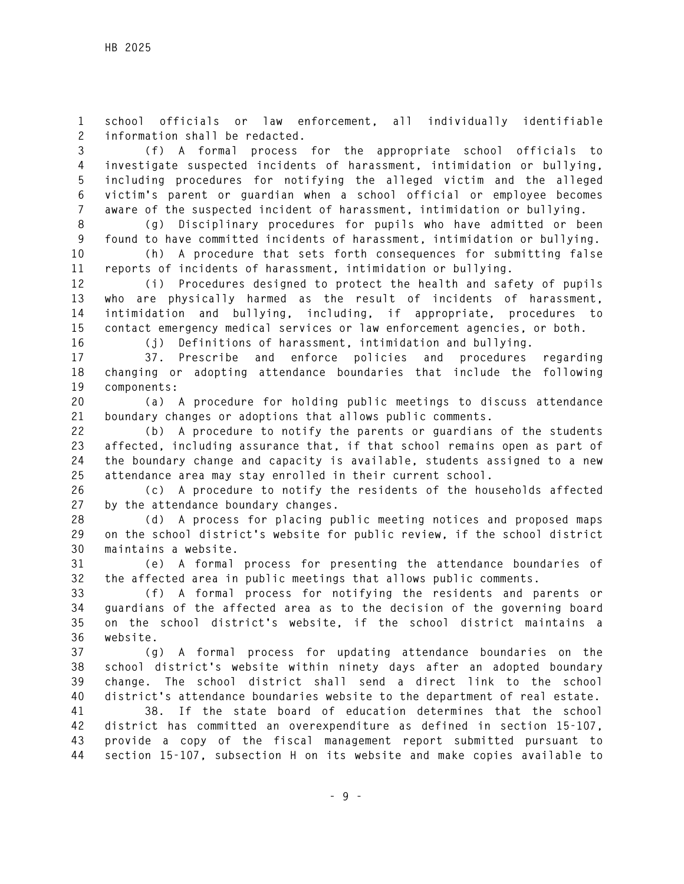school officials or law enforcement, all individually identifiable information shall be redacted.

(f) A formal process for the appropriate school officials to investigate suspected incidents of harassment, intimidation or bullying, including procedures for notifying the alleged victim and the alleged victim's parent or guardian when a school official or employee becomes aware of the suspected incident of harassment, intimidation or bullying.

(g) Disciplinary procedures for pupils who have admitted or been found to have committed incidents of harassment, intimidation or bullying.

(h) A procedure that sets forth consequences for submitting false reports of incidents of harassment, intimidation or bullying.

(i) Procedures designed to protect the health and safety of pupils who are physically harmed as the result of incidents of harassment, intimidation and bullying, including, if appropriate, procedures to contact emergency medical services or law enforcement agencies, or both.

(j) Definitions of harassment, intimidation and bullying.

37. Prescribe and enforce policies and procedures regarding changing or adopting attendance boundaries that include the following components:

(a) A procedure for holding public meetings to discuss attendance boundary changes or adoptions that allows public comments.

(b) A procedure to notify the parents or guardians of the students affected, including assurance that, if that school remains open as part of the boundary change and capacity is available, students assigned to a new attendance area may stay enrolled in their current school.

(c) A procedure to notify the residents of the households affected by the attendance boundary changes.

(d) A process for placing public meeting notices and proposed maps on the school district's website for public review, if the school district maintains a website.

(e) A formal process for presenting the attendance boundaries of the affected area in public meetings that allows public comments.

(f) A formal process for notifying the residents and parents or guardians of the affected area as to the decision of the governing board on the school district's website, if the school district maintains a website.

(g) A formal process for updating attendance boundaries on the school district's website within ninety days after an adopted boundary change. The school district shall send a direct link to the school district's attendance boundaries website to the department of real estate.

38. If the state board of education determines that the school district has committed an overexpenditure as defined in section 15-107, provide a copy of the fiscal management report submitted pursuant to section 15-107, subsection H on its website and make copies available to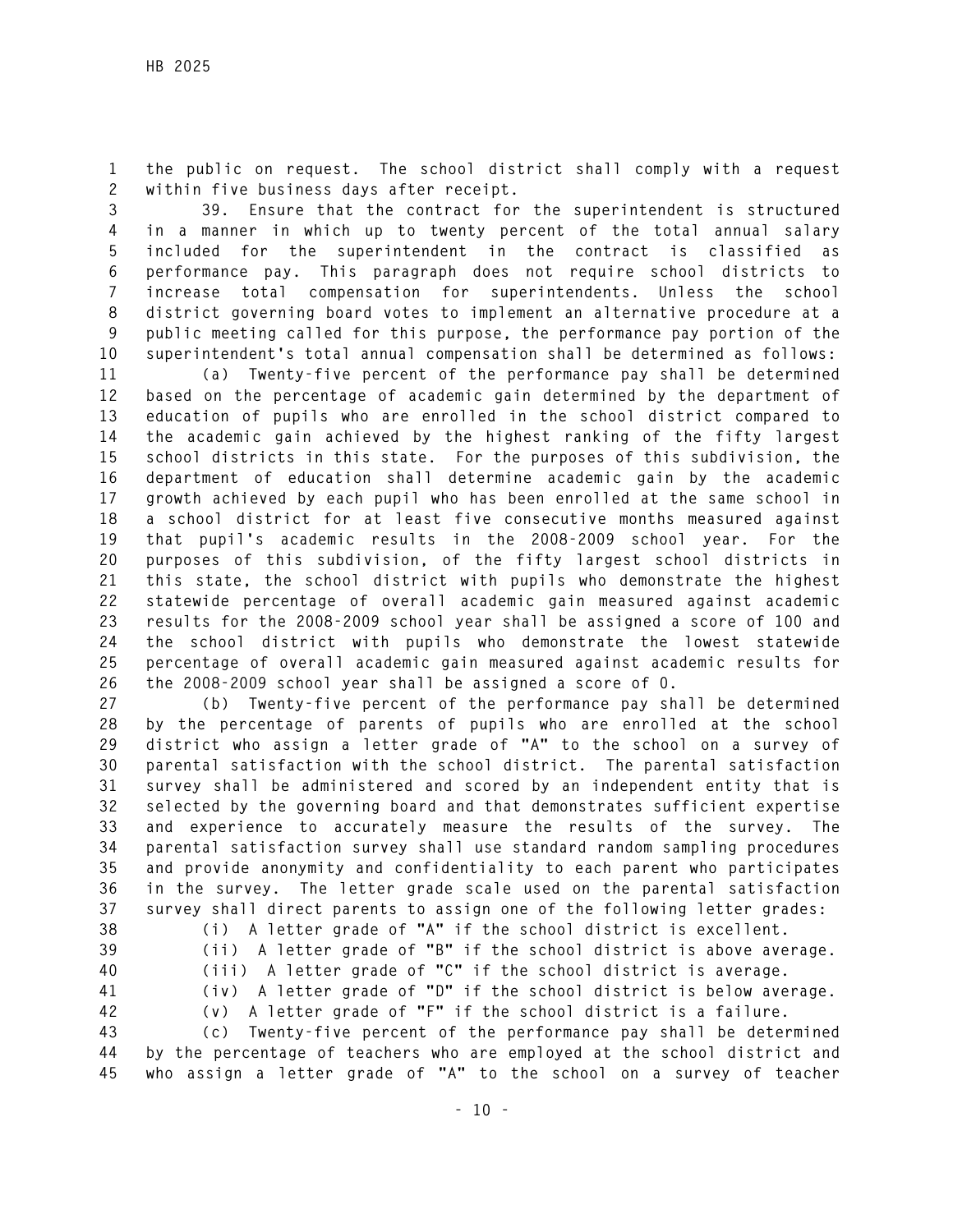the public on request. The school district shall comply with a request within five business days after receipt.

39. Ensure that the contract for the superintendent is structured in a manner in which up to twenty percent of the total annual salary included for the superintendent in the contract is classified as performance pay. This paragraph does not require school districts to increase total compensation for superintendents. Unless the school district governing board votes to implement an alternative procedure at a public meeting called for this purpose, the performance pay portion of the superintendent's total annual compensation shall be determined as follows:

(a) Twenty-five percent of the performance pay shall be determined based on the percentage of academic gain determined by the department of education of pupils who are enrolled in the school district compared to the academic gain achieved by the highest ranking of the fifty largest school districts in this state. For the purposes of this subdivision, the department of education shall determine academic gain by the academic growth achieved by each pupil who has been enrolled at the same school in a school district for at least five consecutive months measured against that pupil's academic results in the 2008-2009 school year. For the purposes of this subdivision, of the fifty largest school districts in this state, the school district with pupils who demonstrate the highest statewide percentage of overall academic gain measured against academic results for the 2008-2009 school year shall be assigned a score of 100 and the school district with pupils who demonstrate the lowest statewide percentage of overall academic gain measured against academic results for the 2008-2009 school year shall be assigned a score of 0.

(b) Twenty-five percent of the performance pay shall be determined by the percentage of parents of pupils who are enrolled at the school district who assign a letter grade of "A" to the school on a survey of parental satisfaction with the school district. The parental satisfaction survey shall be administered and scored by an independent entity that is selected by the governing board and that demonstrates sufficient expertise and experience to accurately measure the results of the survey. The parental satisfaction survey shall use standard random sampling procedures and provide anonymity and confidentiality to each parent who participates in the survey. The letter grade scale used on the parental satisfaction survey shall direct parents to assign one of the following letter grades:

(i) A letter grade of "A" if the school district is excellent.

(ii) A letter grade of "B" if the school district is above average.

(iii) A letter grade of "C" if the school district is average.

(iv) A letter grade of "D" if the school district is below average.

(v) A letter grade of "F" if the school district is a failure.

(c) Twenty-five percent of the performance pay shall be determined by the percentage of teachers who are employed at the school district and who assign a letter grade of "A" to the school on a survey of teacher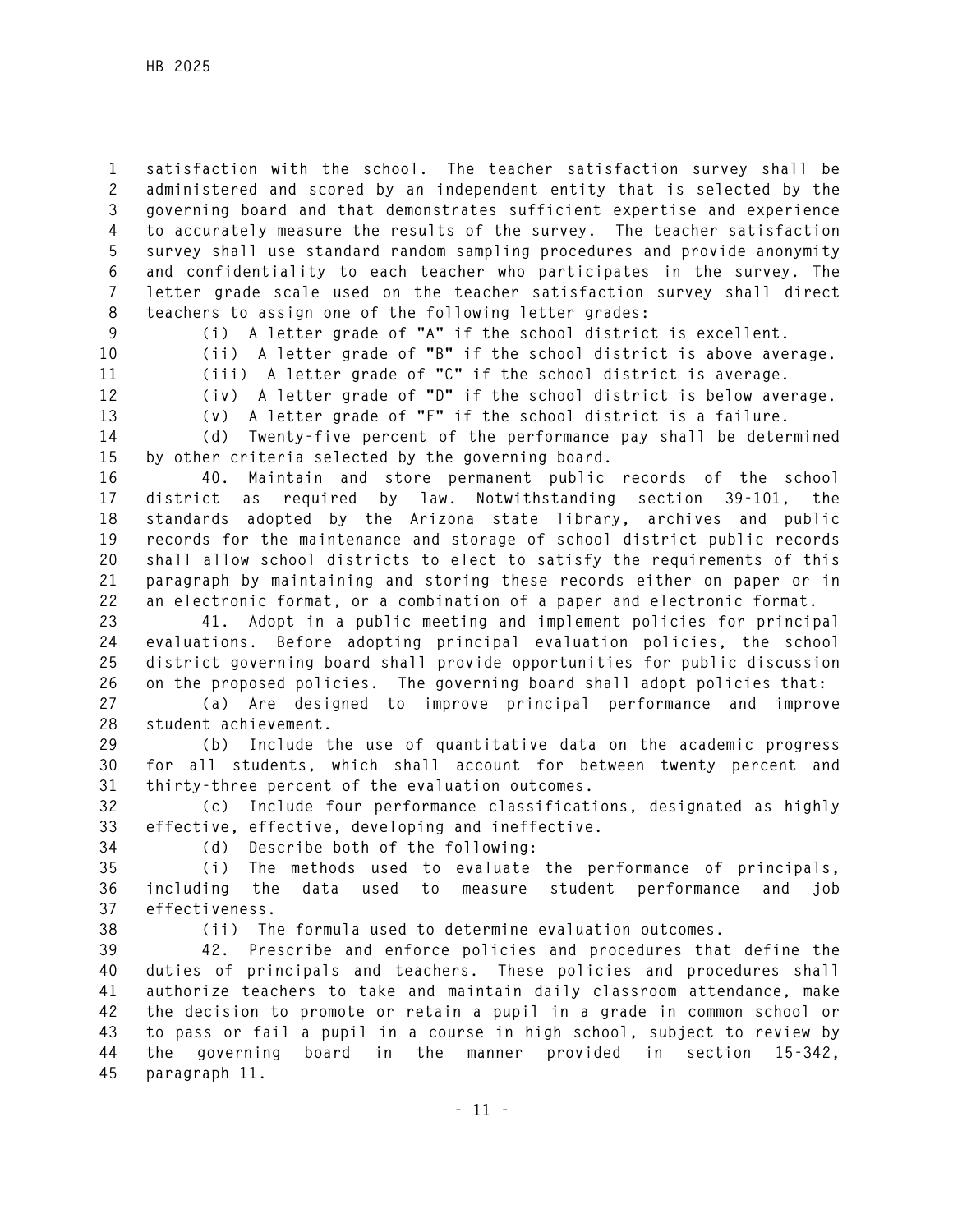satisfaction with the school. The teacher satisfaction survey shall be administered and scored by an independent entity that is selected by the governing board and that demonstrates sufficient expertise and experience to accurately measure the results of the survey. The teacher satisfaction survey shall use standard random sampling procedures and provide anonymity and confidentiality to each teacher who participates in the survey. The letter grade scale used on the teacher satisfaction survey shall direct teachers to assign one of the following letter grades:

(i) A letter grade of "A" if the school district is excellent.

(ii) A letter grade of "B" if the school district is above average.

(iii) A letter grade of "C" if the school district is average.

(iv) A letter grade of "D" if the school district is below average.

(v) A letter grade of "F" if the school district is a failure.

(d) Twenty-five percent of the performance pay shall be determined by other criteria selected by the governing board.

40. Maintain and store permanent public records of the school district as required by law. Notwithstanding section 39-101, the standards adopted by the Arizona state library, archives and public records for the maintenance and storage of school district public records shall allow school districts to elect to satisfy the requirements of this paragraph by maintaining and storing these records either on paper or in an electronic format, or a combination of a paper and electronic format.

41. Adopt in a public meeting and implement policies for principal evaluations. Before adopting principal evaluation policies, the school district governing board shall provide opportunities for public discussion on the proposed policies. The governing board shall adopt policies that:

(a) Are designed to improve principal performance and improve student achievement.

(b) Include the use of quantitative data on the academic progress for all students, which shall account for between twenty percent and thirty-three percent of the evaluation outcomes.

(c) Include four performance classifications, designated as highly effective, effective, developing and ineffective.

(d) Describe both of the following:

(i) The methods used to evaluate the performance of principals, including the data used to measure student performance and job effectiveness.

(ii) The formula used to determine evaluation outcomes.

42. Prescribe and enforce policies and procedures that define the duties of principals and teachers. These policies and procedures shall authorize teachers to take and maintain daily classroom attendance, make the decision to promote or retain a pupil in a grade in common school or to pass or fail a pupil in a course in high school, subject to review by the governing board in the manner provided in section 15-342, paragraph 11.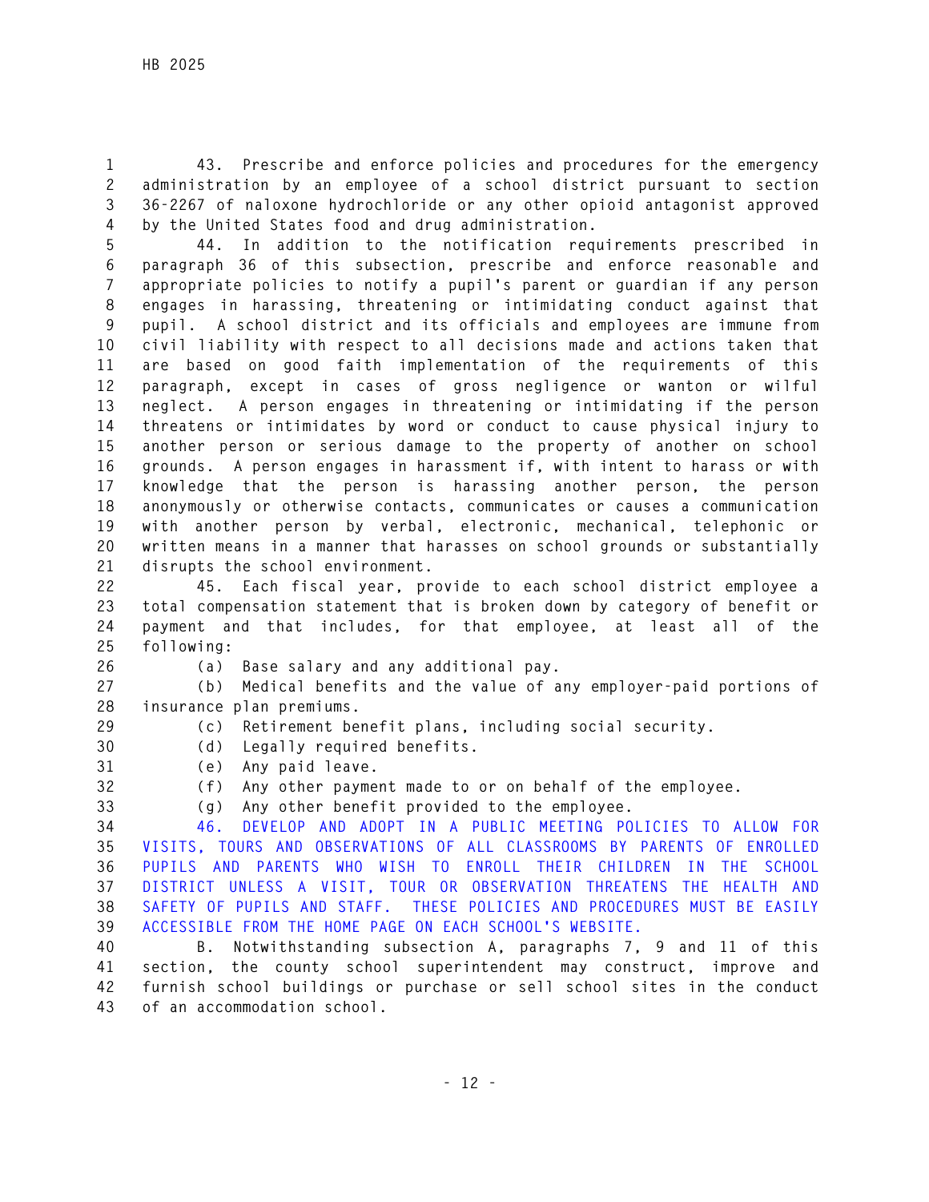43. Prescribe and enforce policies and procedures for the emergency administration by an employee of a school district pursuant to section 36-2267 of naloxone hydrochloride or any other opioid antagonist approved by the United States food and drug administration.

44. In addition to the notification requirements prescribed in paragraph 36 of this subsection, prescribe and enforce reasonable and appropriate policies to notify a pupil's parent or guardian if any person engages in harassing, threatening or intimidating conduct against that pupil. A school district and its officials and employees are immune from civil liability with respect to all decisions made and actions taken that are based on good faith implementation of the requirements of this paragraph, except in cases of gross negligence or wanton or wilful neglect. A person engages in threatening or intimidating if the person threatens or intimidates by word or conduct to cause physical injury to another person or serious damage to the property of another on school grounds. A person engages in harassment if, with intent to harass or with knowledge that the person is harassing another person, the person anonymously or otherwise contacts, communicates or causes a communication with another person by verbal, electronic, mechanical, telephonic or written means in a manner that harasses on school grounds or substantially disrupts the school environment.

45. Each fiscal year, provide to each school district employee a total compensation statement that is broken down by category of benefit or payment and that includes, for that employee, at least all of the following:

(a) Base salary and any additional pay.

(b) Medical benefits and the value of any employer-paid portions of insurance plan premiums.

(c) Retirement benefit plans, including social security.

(d) Legally required benefits.

(e) Any paid leave.

(f) Any other payment made to or on behalf of the employee.

(g) Any other benefit provided to the employee.

46. DEVELOP AND ADOPT IN A PUBLIC MEETING POLICIES TO ALLOW FOR VISITS, TOURS AND OBSERVATIONS OF ALL CLASSROOMS BY PARENTS OF ENROLLED PUPILS AND PARENTS WHO WISH TO ENROLL THEIR CHILDREN IN THE SCHOOL DISTRICT UNLESS A VISIT, TOUR OR OBSERVATION THREATENS THE HEALTH AND SAFETY OF PUPILS AND STAFF. THESE POLICIES AND PROCEDURES MUST BE EASILY ACCESSIBLE FROM THE HOME PAGE ON EACH SCHOOL'S WEBSITE.

B. Notwithstanding subsection A, paragraphs 7, 9 and 11 of this section, the county school superintendent may construct, improve and furnish school buildings or purchase or sell school sites in the conduct of an accommodation school.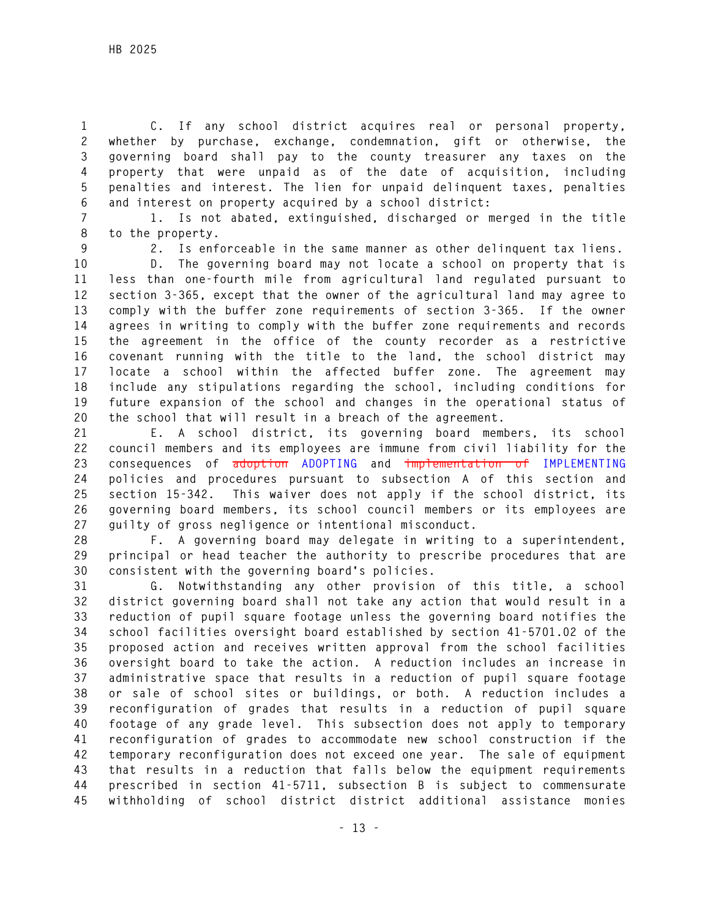C. If any school district acquires real or personal property, whether by purchase, exchange, condemnation, gift or otherwise, the governing board shall pay to the county treasurer any taxes on the property that were unpaid as of the date of acquisition, including penalties and interest. The lien for unpaid delinquent taxes, penalties and interest on property acquired by a school district:

1. Is not abated, extinguished, discharged or merged in the title to the property.

2. Is enforceable in the same manner as other delinquent tax liens.

D. The governing board may not locate a school on property that is less than one-fourth mile from agricultural land regulated pursuant to section 3-365, except that the owner of the agricultural land may agree to comply with the buffer zone requirements of section 3-365. If the owner agrees in writing to comply with the buffer zone requirements and records the agreement in the office of the county recorder as a restrictive covenant running with the title to the land, the school district may locate a school within the affected buffer zone. The agreement may include any stipulations regarding the school, including conditions for future expansion of the school and changes in the operational status of the school that will result in a breach of the agreement.

E. A school district, its governing board members, its school council members and its employees are immune from civil liability for the consequences of ~~adoption~~ ADOPTING and ~~implementation of~~ IMPLEMENTING policies and procedures pursuant to subsection A of this section and section 15-342. This waiver does not apply if the school district, its governing board members, its school council members or its employees are guilty of gross negligence or intentional misconduct.

F. A governing board may delegate in writing to a superintendent, principal or head teacher the authority to prescribe procedures that are consistent with the governing board's policies.

G. Notwithstanding any other provision of this title, a school district governing board shall not take any action that would result in a reduction of pupil square footage unless the governing board notifies the school facilities oversight board established by section 41-5701.02 of the proposed action and receives written approval from the school facilities oversight board to take the action. A reduction includes an increase in administrative space that results in a reduction of pupil square footage or sale of school sites or buildings, or both. A reduction includes a reconfiguration of grades that results in a reduction of pupil square footage of any grade level. This subsection does not apply to temporary reconfiguration of grades to accommodate new school construction if the temporary reconfiguration does not exceed one year. The sale of equipment that results in a reduction that falls below the equipment requirements prescribed in section 41-5711, subsection B is subject to commensurate withholding of school district district additional assistance monies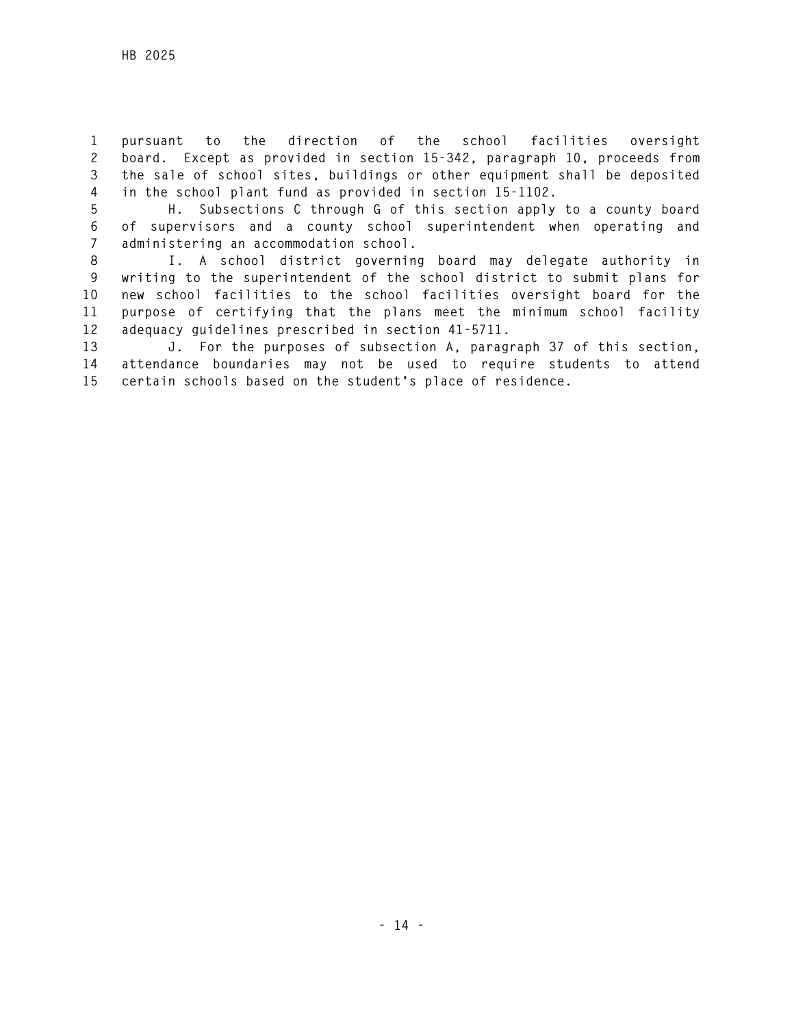pursuant to the direction of the school facilities oversight board. Except as provided in section 15-342, paragraph 10, proceeds from the sale of school sites, buildings or other equipment shall be deposited in the school plant fund as provided in section 15-1102.

H. Subsections C through G of this section apply to a county board of supervisors and a county school superintendent when operating and administering an accommodation school.

I. A school district governing board may delegate authority in writing to the superintendent of the school district to submit plans for new school facilities to the school facilities oversight board for the purpose of certifying that the plans meet the minimum school facility adequacy guidelines prescribed in section 41-5711.

J. For the purposes of subsection A, paragraph 37 of this section, attendance boundaries may not be used to require students to attend certain schools based on the student's place of residence.